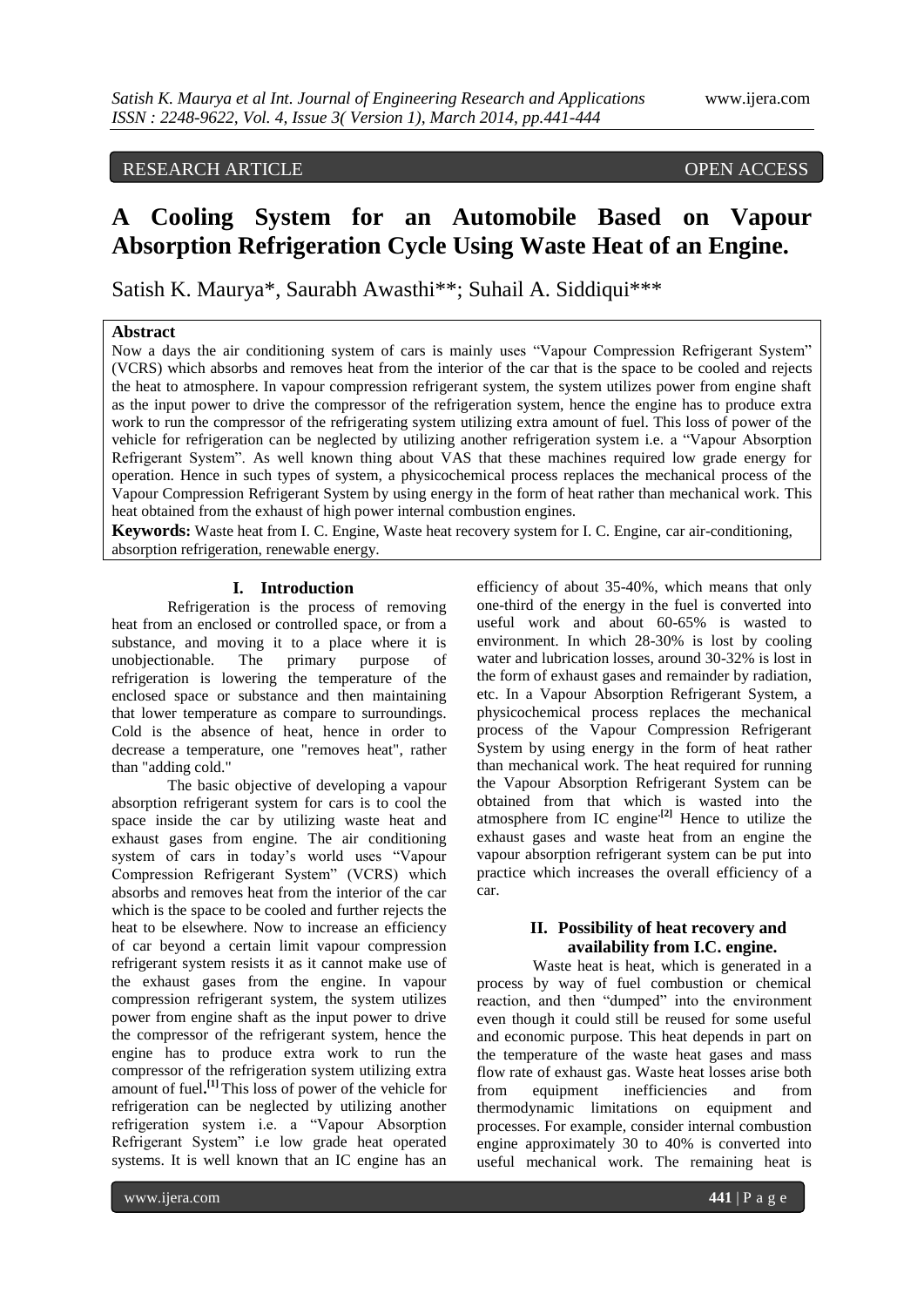RESEARCH ARTICLE OPEN ACCESS

# A Cooling System for an Automobile Based on Vapour Absorption Refrigeration Cycle Using Waste Heat of an Engine.

Satish K. Maurya*, Saurabh Awasthi**; Suhail A. Siddiqui***

**Abstract**

Now a days the air conditioning system of cars is mainly uses "Vapour Compression Refrigerant System" (VCRS) which absorbs and removes heat from the interior of the car that is the space to be cooled and rejects the heat to atmosphere. In vapour compression refrigerant system, the system utilizes power from engine shaft as the input power to drive the compressor of the refrigeration system, hence the engine has to produce extra work to run the compressor of the refrigerating system utilizing extra amount of fuel. This loss of power of the vehicle for refrigeration can be neglected by utilizing another refrigeration system i.e. a "Vapour Absorption Refrigerant System". As well known thing about VAS that these machines required low grade energy for operation. Hence in such types of system, a physicochemical process replaces the mechanical process of the Vapour Compression Refrigerant System by using energy in the form of heat rather than mechanical work. This heat obtained from the exhaust of high power internal combustion engines.

**Keywords:** Waste heat from I. C. Engine, Waste heat recovery system for I. C. Engine, car air-conditioning, absorption refrigeration, renewable energy.

## I. Introduction

Refrigeration is the process of removing heat from an enclosed or controlled space, or from a substance, and moving it to a place where it is unobjectionable. The primary purpose of refrigeration is lowering the temperature of the enclosed space or substance and then maintaining that lower temperature as compare to surroundings. Cold is the absence of heat, hence in order to decrease a temperature, one "removes heat", rather than "adding cold."

The basic objective of developing a vapour absorption refrigerant system for cars is to cool the space inside the car by utilizing waste heat and exhaust gases from engine. The air conditioning system of cars in today's world uses "Vapour Compression Refrigerant System" (VCRS) which absorbs and removes heat from the interior of the car which is the space to be cooled and further rejects the heat to be elsewhere. Now to increase an efficiency of car beyond a certain limit vapour compression refrigerant system resists it as it cannot make use of the exhaust gases from the engine. In vapour compression refrigerant system, the system utilizes power from engine shaft as the input power to drive the compressor of the refrigerant system, hence the engine has to produce extra work to run the compressor of the refrigeration system utilizing extra amount of fuel.[1] This loss of power of the vehicle for refrigeration can be neglected by utilizing another refrigeration system i.e. a "Vapour Absorption Refrigerant System" i.e low grade heat operated systems. It is well known that an IC engine has an efficiency of about 35-40%, which means that only one-third of the energy in the fuel is converted into useful work and about 60-65% is wasted to environment. In which 28-30% is lost by cooling water and lubrication losses, around 30-32% is lost in the form of exhaust gases and remainder by radiation, etc. In a Vapour Absorption Refrigerant System, a physicochemical process replaces the mechanical process of the Vapour Compression Refrigerant System by using energy in the form of heat rather than mechanical work. The heat required for running the Vapour Absorption Refrigerant System can be obtained from that which is wasted into the atmosphere from IC engine.[2] Hence to utilize the exhaust gases and waste heat from an engine the vapour absorption refrigerant system can be put into practice which increases the overall efficiency of a car.

## II. Possibility of heat recovery and availability from I.C. engine.

Waste heat is heat, which is generated in a process by way of fuel combustion or chemical reaction, and then "dumped" into the environment even though it could still be reused for some useful and economic purpose. This heat depends in part on the temperature of the waste heat gases and mass flow rate of exhaust gas. Waste heat losses arise both from equipment inefficiencies and from thermodynamic limitations on equipment and processes. For example, consider internal combustion engine approximately 30 to 40% is converted into useful mechanical work. The remaining heat is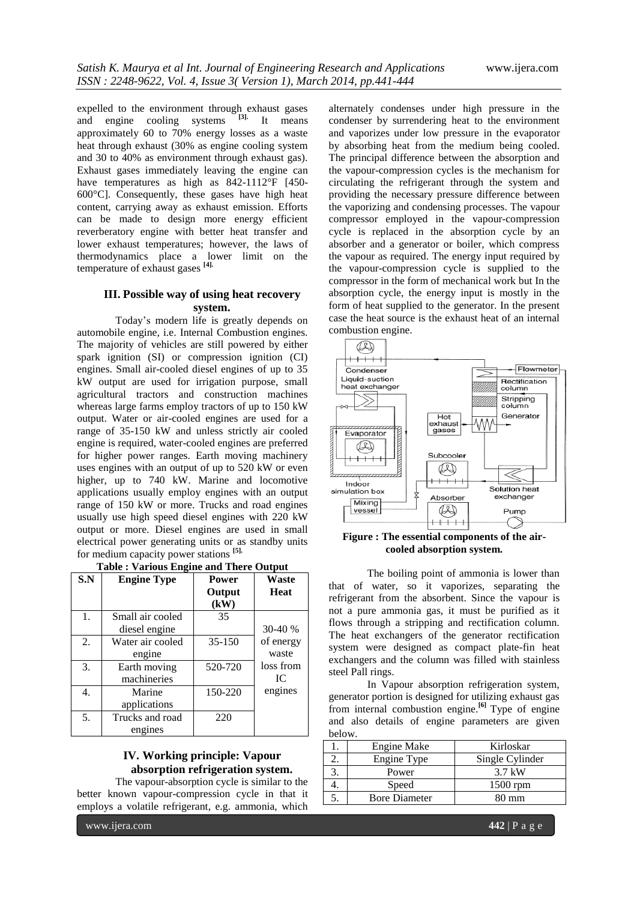expelled to the environment through exhaust gases and engine cooling systems [3]. It means approximately 60 to 70% energy losses as a waste heat through exhaust (30% as engine cooling system and 30 to 40% as environment through exhaust gas). Exhaust gases immediately leaving the engine can have temperatures as high as 842-1112°F [450-600°C]. Consequently, these gases have high heat content, carrying away as exhaust emission. Efforts can be made to design more energy efficient reverberatory engine with better heat transfer and lower exhaust temperatures; however, the laws of thermodynamics place a lower limit on the temperature of exhaust gases [4].

## III. Possible way of using heat recovery system.

Today's modern life is greatly depends on automobile engine, i.e. Internal Combustion engines. The majority of vehicles are still powered by either spark ignition (SI) or compression ignition (CI) engines. Small air-cooled diesel engines of up to 35 kW output are used for irrigation purpose, small agricultural tractors and construction machines whereas large farms employ tractors of up to 150 kW output. Water or air-cooled engines are used for a range of 35-150 kW and unless strictly air cooled engine is required, water-cooled engines are preferred for higher power ranges. Earth moving machinery uses engines with an output of up to 520 kW or even higher, up to 740 kW. Marine and locomotive applications usually employ engines with an output range of 150 kW or more. Trucks and road engines usually use high speed diesel engines with 220 kW output or more. Diesel engines are used in small electrical power generating units or as standby units for medium capacity power stations [5].

**Table : Various Engine and There Output**

| S.N | Engine Type | Power Output (kW) | Waste Heat |
|---|---|---|---|
| 1. | Small air cooled diesel engine | 35 | 30-40 % of energy waste loss from IC engines |
| 2. | Water air cooled engine | 35-150 | |
| 3. | Earth moving machineries | 520-720 | |
| 4. | Marine applications | 150-220 | |
| 5. | Trucks and road engines | 220 | |

## IV. Working principle: Vapour absorption refrigeration system.

The vapour-absorption cycle is similar to the better known vapour-compression cycle in that it employs a volatile refrigerant, e.g. ammonia, which alternately condenses under high pressure in the condenser by surrendering heat to the environment and vaporizes under low pressure in the evaporator by absorbing heat from the medium being cooled. The principal difference between the absorption and the vapour-compression cycles is the mechanism for circulating the refrigerant through the system and providing the necessary pressure difference between the vaporizing and condensing processes. The vapour compressor employed in the vapour-compression cycle is replaced in the absorption cycle by an absorber and a generator or boiler, which compress the vapour as required. The energy input required by the vapour-compression cycle is supplied to the compressor in the form of mechanical work but In the absorption cycle, the energy input is mostly in the form of heat supplied to the generator. In the present case the heat source is the exhaust heat of an internal combustion engine.

**Figure : The essential components of the air-cooled absorption system.**

The boiling point of ammonia is lower than that of water, so it vaporizes, separating the refrigerant from the absorbent. Since the vapour is not a pure ammonia gas, it must be purified as it flows through a stripping and rectification column. The heat exchangers of the generator rectification system were designed as compact plate-fin heat exchangers and the column was filled with stainless steel Pall rings.

In Vapour absorption refrigeration system, generator portion is designed for utilizing exhaust gas from internal combustion engine.[6] Type of engine and also details of engine parameters are given below.

| | | |
|---|---|---|
| 1. | Engine Make | Kirloskar |
| 2. | Engine Type | Single Cylinder |
| 3. | Power | 3.7 kW |
| 4. | Speed | 1500 rpm |
| 5. | Bore Diameter | 80 mm |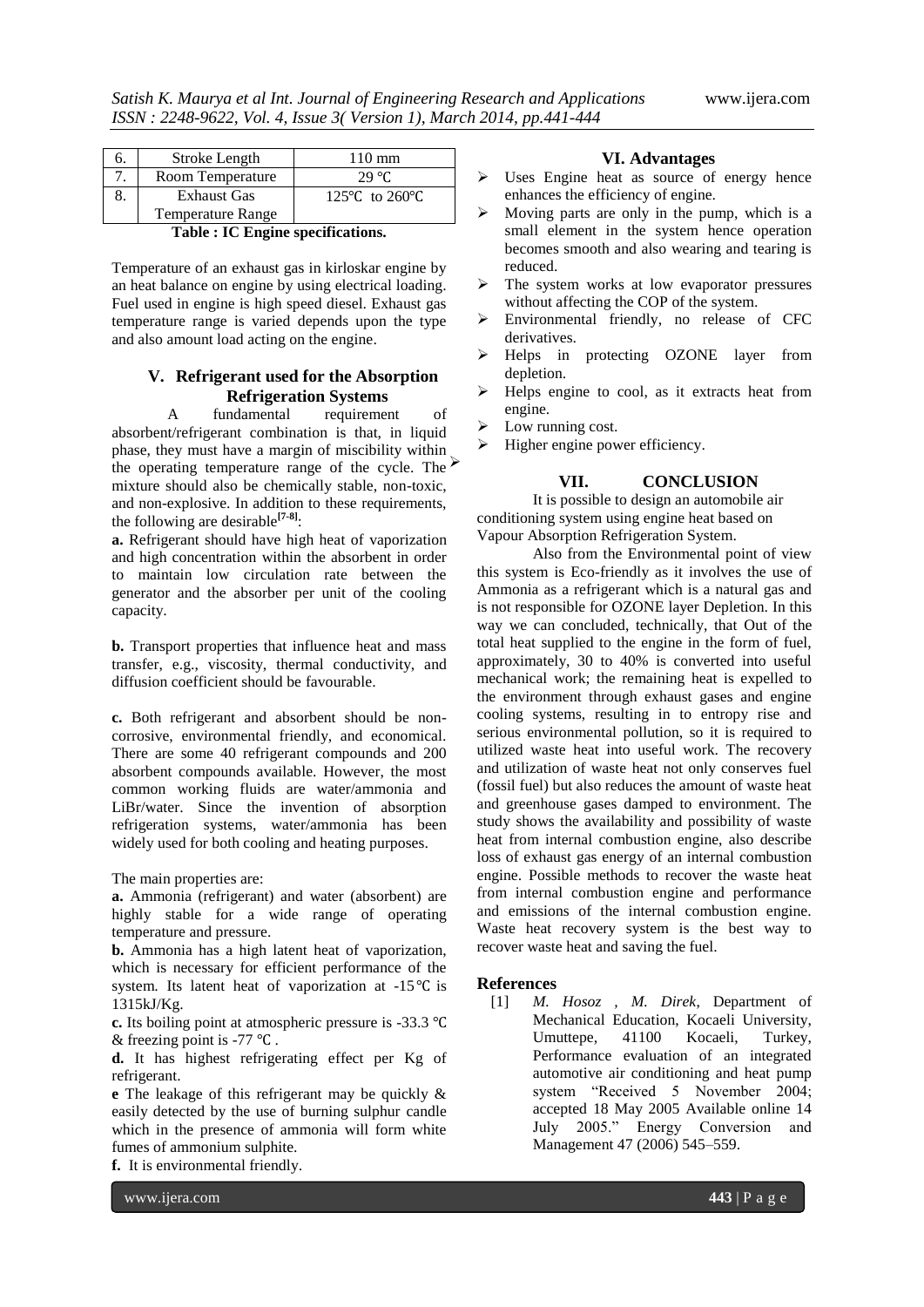| 6. | Stroke Length | 110 mm |
|---|---|---|
| 7. | Room Temperature | 29 ℃ |
| 8. | Exhaust Gas Temperature Range | 125℃ to 260℃ |

**Table : IC Engine specifications.**

Temperature of an exhaust gas in kirloskar engine by an heat balance on engine by using electrical loading. Fuel used in engine is high speed diesel. Exhaust gas temperature range is varied depends upon the type and also amount load acting on the engine.

## V. Refrigerant used for the Absorption Refrigeration Systems

A fundamental requirement of absorbent/refrigerant combination is that, in liquid phase, they must have a margin of miscibility within the operating temperature range of the cycle. The mixture should also be chemically stable, non-toxic, and non-explosive. In addition to these requirements, the following are desirable[7-8]:

**a.** Refrigerant should have high heat of vaporization and high concentration within the absorbent in order to maintain low circulation rate between the generator and the absorber per unit of the cooling capacity.

**b.** Transport properties that influence heat and mass transfer, e.g., viscosity, thermal conductivity, and diffusion coefficient should be favourable.

**c.** Both refrigerant and absorbent should be non-corrosive, environmental friendly, and economical. There are some 40 refrigerant compounds and 200 absorbent compounds available. However, the most common working fluids are water/ammonia and LiBr/water. Since the invention of absorption refrigeration systems, water/ammonia has been widely used for both cooling and heating purposes.

The main properties are:

**a.** Ammonia (refrigerant) and water (absorbent) are highly stable for a wide range of operating temperature and pressure.

**b.** Ammonia has a high latent heat of vaporization, which is necessary for efficient performance of the system. Its latent heat of vaporization at -15℃ is 1315kJ/Kg.

**c.** Its boiling point at atmospheric pressure is -33.3 ℃ & freezing point is -77 ℃ .

**d.** It has highest refrigerating effect per Kg of refrigerant.

**e** The leakage of this refrigerant may be quickly & easily detected by the use of burning sulphur candle which in the presence of ammonia will form white fumes of ammonium sulphite.

**f.** It is environmental friendly.

## VI. Advantages

- Uses Engine heat as source of energy hence enhances the efficiency of engine.
- Moving parts are only in the pump, which is a small element in the system hence operation becomes smooth and also wearing and tearing is reduced.
- The system works at low evaporator pressures without affecting the COP of the system.
- Environmental friendly, no release of CFC derivatives.
- Helps in protecting OZONE layer from depletion.
- Helps engine to cool, as it extracts heat from engine.
- Low running cost.
- Higher engine power efficiency.

## VII. CONCLUSION

It is possible to design an automobile air conditioning system using engine heat based on Vapour Absorption Refrigeration System.

Also from the Environmental point of view this system is Eco-friendly as it involves the use of Ammonia as a refrigerant which is a natural gas and is not responsible for OZONE layer Depletion. In this way we can concluded, technically, that Out of the total heat supplied to the engine in the form of fuel, approximately, 30 to 40% is converted into useful mechanical work; the remaining heat is expelled to the environment through exhaust gases and engine cooling systems, resulting in to entropy rise and serious environmental pollution, so it is required to utilized waste heat into useful work. The recovery and utilization of waste heat not only conserves fuel (fossil fuel) but also reduces the amount of waste heat and greenhouse gases damped to environment. The study shows the availability and possibility of waste heat from internal combustion engine, also describe loss of exhaust gas energy of an internal combustion engine. Possible methods to recover the waste heat from internal combustion engine and performance and emissions of the internal combustion engine. Waste heat recovery system is the best way to recover waste heat and saving the fuel.

## References

[1] *M. Hosoz , M. Direk*, Department of Mechanical Education, Kocaeli University, Umuttepe, 41100 Kocaeli, Turkey, Performance evaluation of an integrated automotive air conditioning and heat pump system "Received 5 November 2004; accepted 18 May 2005 Available online 14 July 2005." Energy Conversion and Management 47 (2006) 545–559.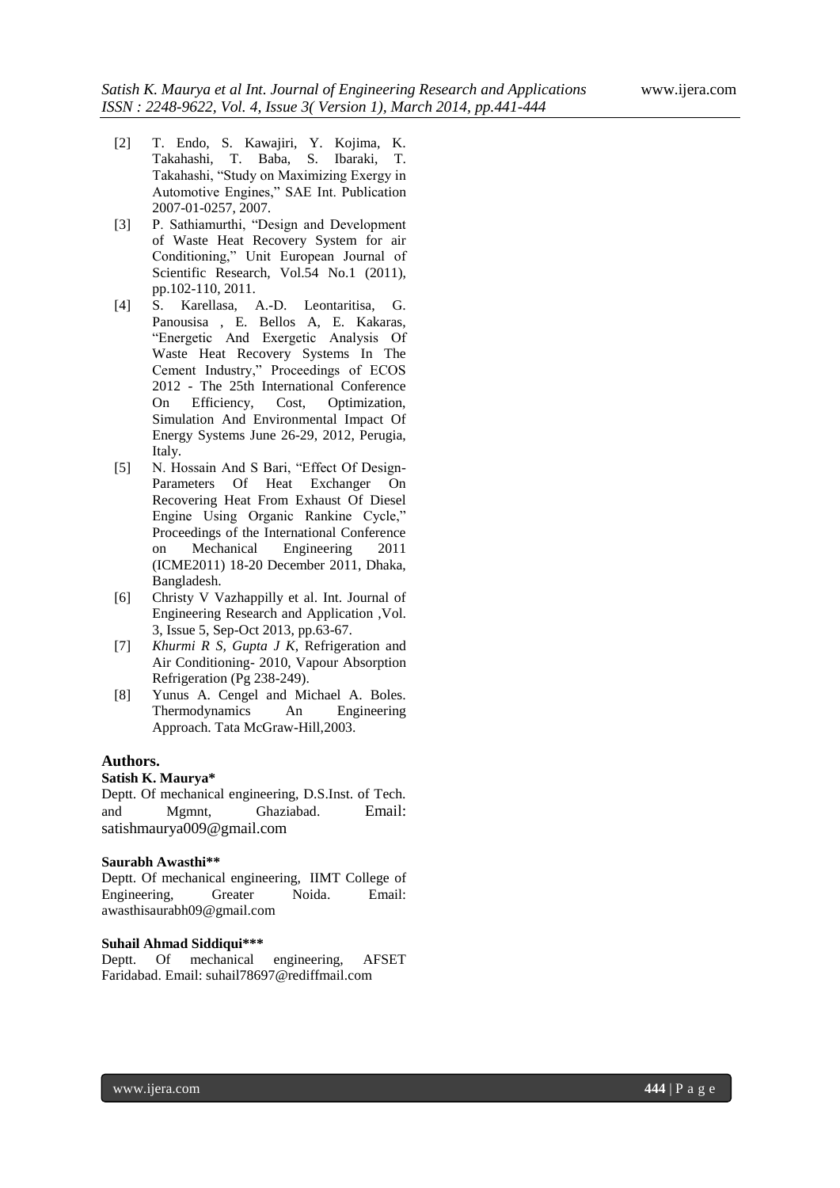[2] T. Endo, S. Kawajiri, Y. Kojima, K. Takahashi, T. Baba, S. Ibaraki, T. Takahashi, "Study on Maximizing Exergy in Automotive Engines," SAE Int. Publication 2007-01-0257, 2007.

[3] P. Sathiamurthi, "Design and Development of Waste Heat Recovery System for air Conditioning," Unit European Journal of Scientific Research, Vol.54 No.1 (2011), pp.102-110, 2011.

[4] S. Karellasa, A.-D. Leontaritisa, G. Panousisa , E. Bellos A, E. Kakaras, "Energetic And Exergetic Analysis Of Waste Heat Recovery Systems In The Cement Industry," Proceedings of ECOS 2012 - The 25th International Conference On Efficiency, Cost, Optimization, Simulation And Environmental Impact Of Energy Systems June 26-29, 2012, Perugia, Italy.

[5] N. Hossain And S Bari, "Effect Of Design-Parameters Of Heat Exchanger On Recovering Heat From Exhaust Of Diesel Engine Using Organic Rankine Cycle," Proceedings of the International Conference on Mechanical Engineering 2011 (ICME2011) 18-20 December 2011, Dhaka, Bangladesh.

[6] Christy V Vazhappilly et al. Int. Journal of Engineering Research and Application ,Vol. 3, Issue 5, Sep-Oct 2013, pp.63-67.

[7] *Khurmi R S, Gupta J K,* Refrigeration and Air Conditioning- 2010, Vapour Absorption Refrigeration (Pg 238-249).

[8] Yunus A. Cengel and Michael A. Boles. Thermodynamics An Engineering Approach. Tata McGraw-Hill,2003.

## Authors.

**Satish K. Maurya***

Deptt. Of mechanical engineering, D.S.Inst. of Tech. and Mgmnt, Ghaziabad. Email: satishmaurya009@gmail.com

**Saurabh Awasthi****

Deptt. Of mechanical engineering, IIMT College of Engineering, Greater Noida. Email: awasthisaurabh09@gmail.com

**Suhail Ahmad Siddiqui*****

Deptt. Of mechanical engineering, AFSET Faridabad. Email: suhail78697@rediffmail.com